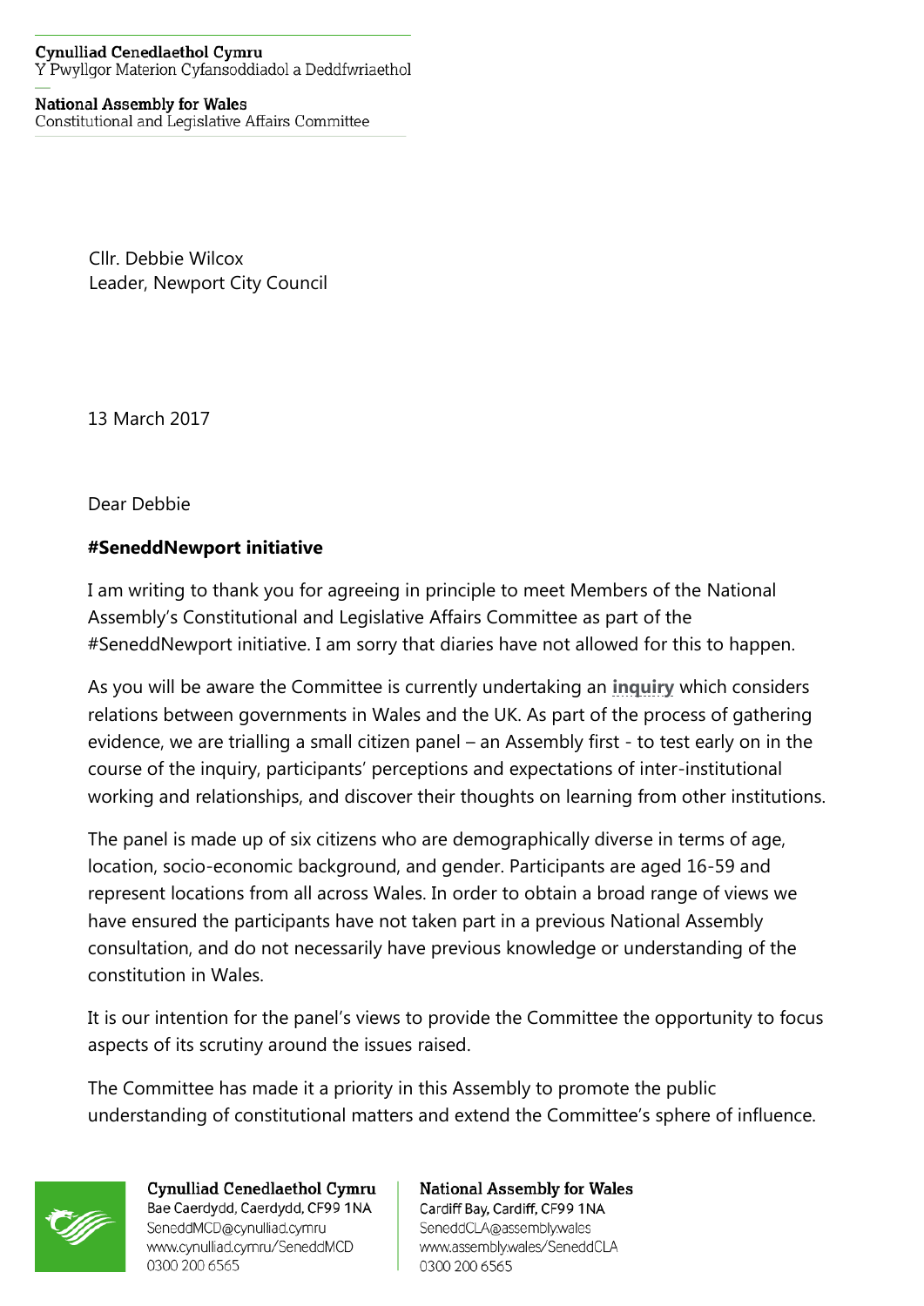Cynulliad Cenedlaethol Cymru
Y Pwyllgor Materion Cyfansoddiadol a Deddfwriaethol

National Assembly for Wales
Constitutional and Legislative Affairs Committee

Cllr. Debbie Wilcox
Leader, Newport City Council

13 March 2017

Dear Debbie

**#SeneddNewport initiative**

I am writing to thank you for agreeing in principle to meet Members of the National Assembly's Constitutional and Legislative Affairs Committee as part of the #SeneddNewport initiative. I am sorry that diaries have not allowed for this to happen.

As you will be aware the Committee is currently undertaking an **inquiry** which considers relations between governments in Wales and the UK. As part of the process of gathering evidence, we are trialling a small citizen panel – an Assembly first - to test early on in the course of the inquiry, participants' perceptions and expectations of inter-institutional working and relationships, and discover their thoughts on learning from other institutions.

The panel is made up of six citizens who are demographically diverse in terms of age, location, socio-economic background, and gender. Participants are aged 16-59 and represent locations from all across Wales. In order to obtain a broad range of views we have ensured the participants have not taken part in a previous National Assembly consultation, and do not necessarily have previous knowledge or understanding of the constitution in Wales.

It is our intention for the panel's views to provide the Committee the opportunity to focus aspects of its scrutiny around the issues raised.

The Committee has made it a priority in this Assembly to promote the public understanding of constitutional matters and extend the Committee's sphere of influence.

Cynulliad Cenedlaethol Cymru
Bae Caerdydd, Caerdydd, CF99 1NA
SeneddMCD@cynulliad.cymru
www.cynulliad.cymru/SeneddMCD
0300 200 6565

National Assembly for Wales
Cardiff Bay, Cardiff, CF99 1NA
SeneddCLA@assembly.wales
www.assembly.wales/SeneddCLA
0300 200 6565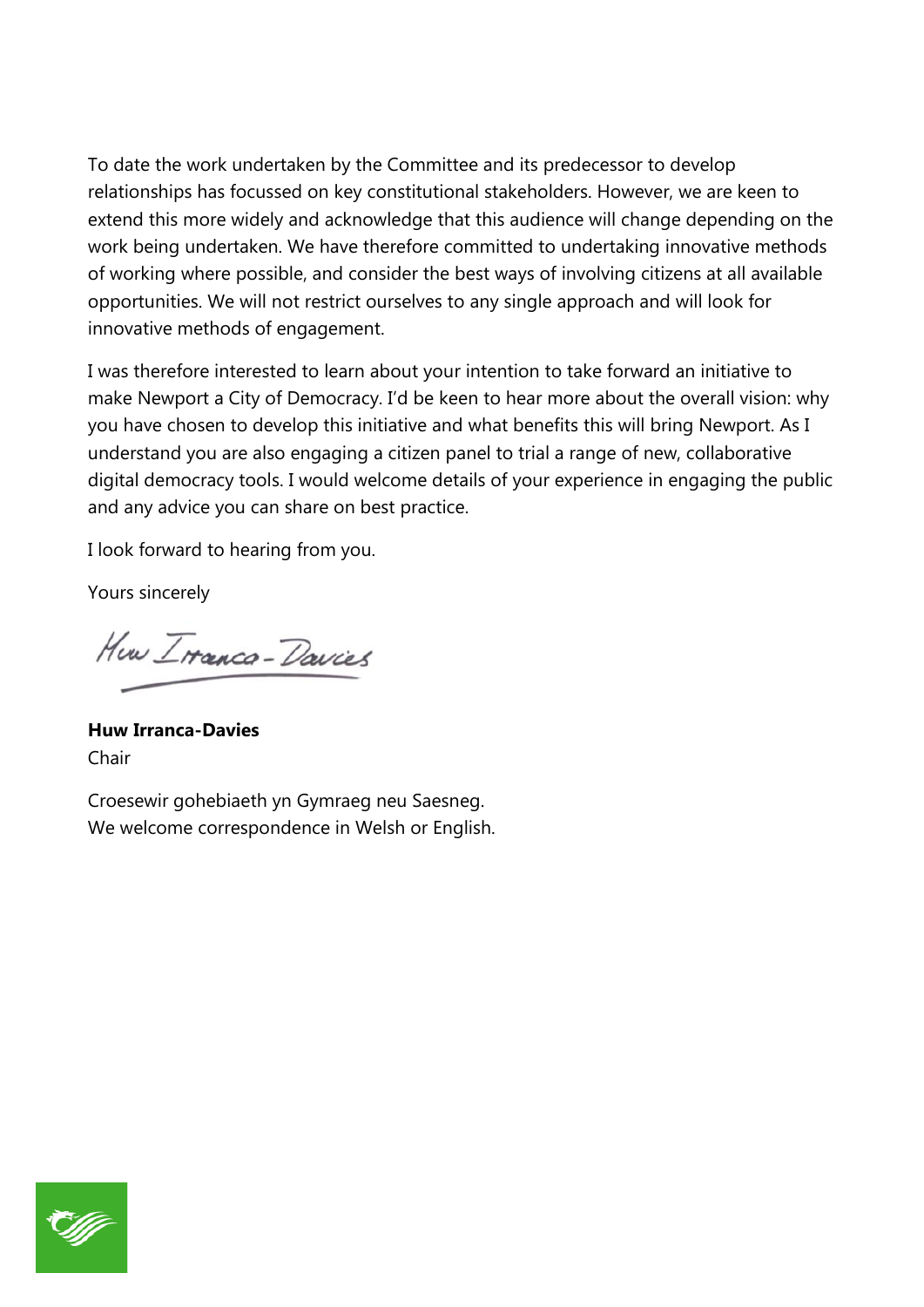To date the work undertaken by the Committee and its predecessor to develop relationships has focussed on key constitutional stakeholders. However, we are keen to extend this more widely and acknowledge that this audience will change depending on the work being undertaken. We have therefore committed to undertaking innovative methods of working where possible, and consider the best ways of involving citizens at all available opportunities. We will not restrict ourselves to any single approach and will look for innovative methods of engagement.

I was therefore interested to learn about your intention to take forward an initiative to make Newport a City of Democracy. I'd be keen to hear more about the overall vision: why you have chosen to develop this initiative and what benefits this will bring Newport. As I understand you are also engaging a citizen panel to trial a range of new, collaborative digital democracy tools. I would welcome details of your experience in engaging the public and any advice you can share on best practice.

I look forward to hearing from you.

Yours sincerely

**Huw Irranca-Davies**
Chair

Croesewir gohebiaeth yn Gymraeg neu Saesneg.
We welcome correspondence in Welsh or English.